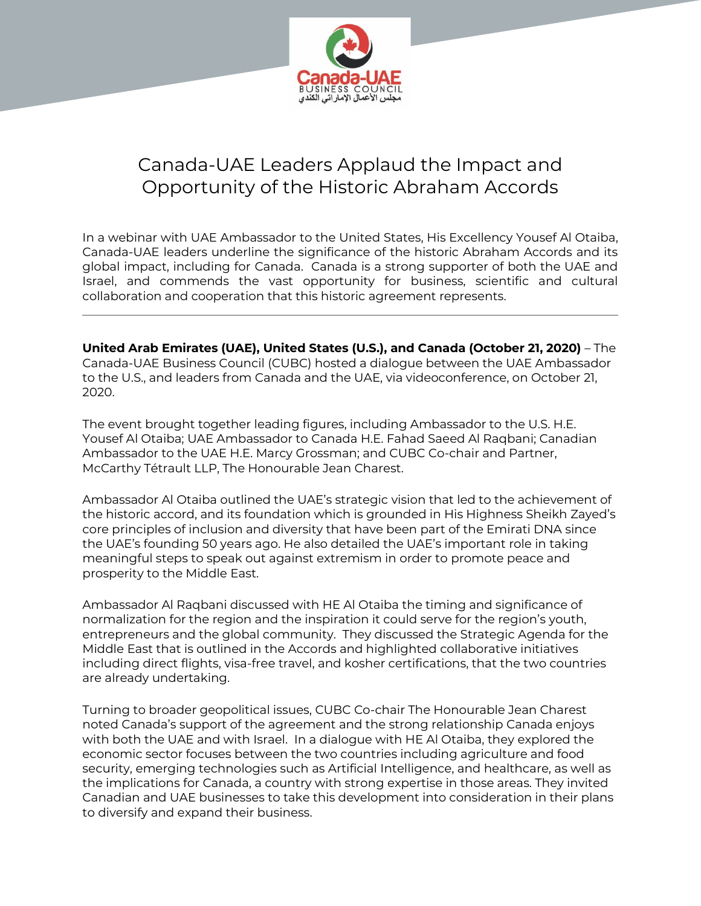# Canada-UAE Leaders Applaud the Impact and Opportunity of the Historic Abraham Accords

In a webinar with UAE Ambassador to the United States, His Excellency Yousef Al Otaiba, Canada-UAE leaders underline the significance of the historic Abraham Accords and its global impact, including for Canada. Canada is a strong supporter of both the UAE and Israel, and commends the vast opportunity for business, scientific and cultural collaboration and cooperation that this historic agreement represents.

---

**United Arab Emirates (UAE), United States (U.S.), and Canada (October 21, 2020)** – The Canada-UAE Business Council (CUBC) hosted a dialogue between the UAE Ambassador to the U.S., and leaders from Canada and the UAE, via videoconference, on October 21, 2020.

The event brought together leading figures, including Ambassador to the U.S. H.E. Yousef Al Otaiba; UAE Ambassador to Canada H.E. Fahad Saeed Al Raqbani; Canadian Ambassador to the UAE H.E. Marcy Grossman; and CUBC Co-chair and Partner, McCarthy Tétrault LLP, The Honourable Jean Charest.

Ambassador Al Otaiba outlined the UAE's strategic vision that led to the achievement of the historic accord, and its foundation which is grounded in His Highness Sheikh Zayed's core principles of inclusion and diversity that have been part of the Emirati DNA since the UAE's founding 50 years ago. He also detailed the UAE's important role in taking meaningful steps to speak out against extremism in order to promote peace and prosperity to the Middle East.

Ambassador Al Raqbani discussed with HE Al Otaiba the timing and significance of normalization for the region and the inspiration it could serve for the region's youth, entrepreneurs and the global community. They discussed the Strategic Agenda for the Middle East that is outlined in the Accords and highlighted collaborative initiatives including direct flights, visa-free travel, and kosher certifications, that the two countries are already undertaking.

Turning to broader geopolitical issues, CUBC Co-chair The Honourable Jean Charest noted Canada's support of the agreement and the strong relationship Canada enjoys with both the UAE and with Israel. In a dialogue with HE Al Otaiba, they explored the economic sector focuses between the two countries including agriculture and food security, emerging technologies such as Artificial Intelligence, and healthcare, as well as the implications for Canada, a country with strong expertise in those areas. They invited Canadian and UAE businesses to take this development into consideration in their plans to diversify and expand their business.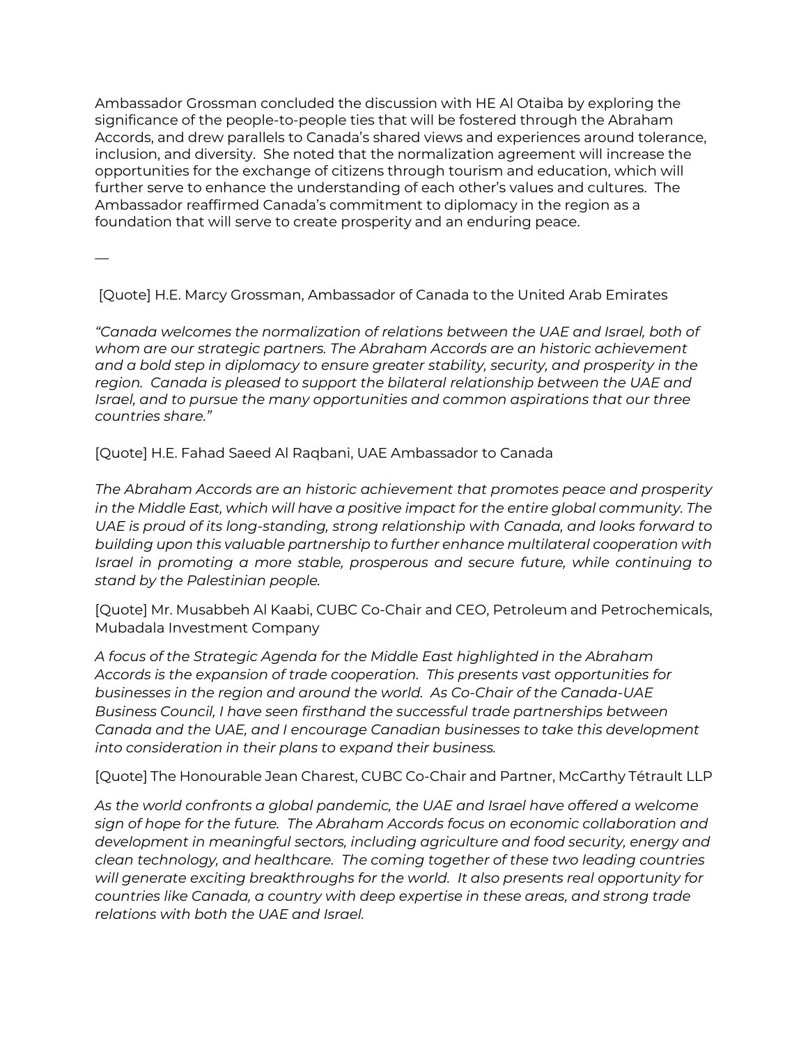Ambassador Grossman concluded the discussion with HE Al Otaiba by exploring the significance of the people-to-people ties that will be fostered through the Abraham Accords, and drew parallels to Canada's shared views and experiences around tolerance, inclusion, and diversity. She noted that the normalization agreement will increase the opportunities for the exchange of citizens through tourism and education, which will further serve to enhance the understanding of each other's values and cultures. The Ambassador reaffirmed Canada's commitment to diplomacy in the region as a foundation that will serve to create prosperity and an enduring peace.

—

[Quote] H.E. Marcy Grossman, Ambassador of Canada to the United Arab Emirates

*"Canada welcomes the normalization of relations between the UAE and Israel, both of whom are our strategic partners. The Abraham Accords are an historic achievement and a bold step in diplomacy to ensure greater stability, security, and prosperity in the region. Canada is pleased to support the bilateral relationship between the UAE and Israel, and to pursue the many opportunities and common aspirations that our three countries share."*

[Quote] H.E. Fahad Saeed Al Raqbani, UAE Ambassador to Canada

*The Abraham Accords are an historic achievement that promotes peace and prosperity in the Middle East, which will have a positive impact for the entire global community. The UAE is proud of its long-standing, strong relationship with Canada, and looks forward to building upon this valuable partnership to further enhance multilateral cooperation with Israel in promoting a more stable, prosperous and secure future, while continuing to stand by the Palestinian people.*

[Quote] Mr. Musabbeh Al Kaabi, CUBC Co-Chair and CEO, Petroleum and Petrochemicals, Mubadala Investment Company

*A focus of the Strategic Agenda for the Middle East highlighted in the Abraham Accords is the expansion of trade cooperation. This presents vast opportunities for businesses in the region and around the world. As Co-Chair of the Canada-UAE Business Council, I have seen firsthand the successful trade partnerships between Canada and the UAE, and I encourage Canadian businesses to take this development into consideration in their plans to expand their business.*

[Quote] The Honourable Jean Charest, CUBC Co-Chair and Partner, McCarthy Tétrault LLP

*As the world confronts a global pandemic, the UAE and Israel have offered a welcome sign of hope for the future. The Abraham Accords focus on economic collaboration and development in meaningful sectors, including agriculture and food security, energy and clean technology, and healthcare. The coming together of these two leading countries will generate exciting breakthroughs for the world. It also presents real opportunity for countries like Canada, a country with deep expertise in these areas, and strong trade relations with both the UAE and Israel.*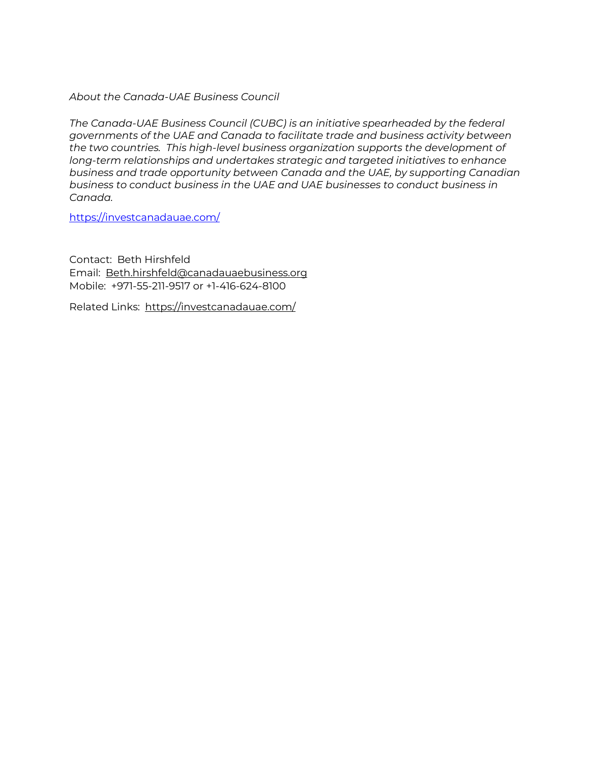*About the Canada-UAE Business Council*

*The Canada-UAE Business Council (CUBC) is an initiative spearheaded by the federal governments of the UAE and Canada to facilitate trade and business activity between the two countries. This high-level business organization supports the development of long-term relationships and undertakes strategic and targeted initiatives to enhance business and trade opportunity between Canada and the UAE, by supporting Canadian business to conduct business in the UAE and UAE businesses to conduct business in Canada.*

https://investcanadauae.com/

Contact: Beth Hirshfeld
Email: Beth.hirshfeld@canadauaebusiness.org
Mobile: +971-55-211-9517 or +1-416-624-8100

Related Links: https://investcanadauae.com/